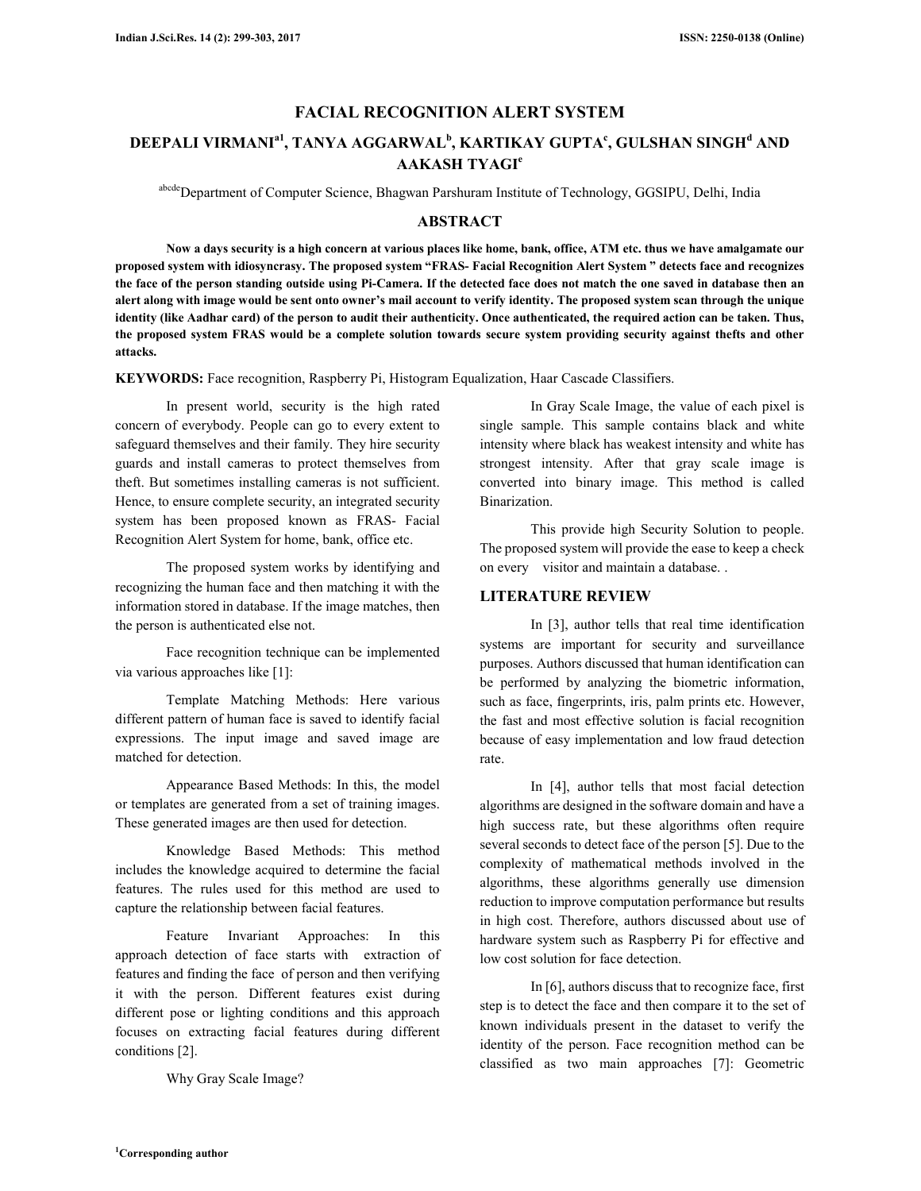# FACIAL RECOGNITION ALERT SYSTEM

## DEEPALI VIRMANI[a1], TANYA AGGARWAL[b], KARTIKAY GUPTA[c], GULSHAN SINGH[d] AND AAKASH TYAGI[e]

[abcde]Department of Computer Science, Bhagwan Parshuram Institute of Technology, GGSIPU, Delhi, India

## ABSTRACT

**Now a days security is a high concern at various places like home, bank, office, ATM etc. thus we have amalgamate our proposed system with idiosyncrasy. The proposed system "FRAS- Facial Recognition Alert System " detects face and recognizes the face of the person standing outside using Pi-Camera. If the detected face does not match the one saved in database then an alert along with image would be sent onto owner's mail account to verify identity. The proposed system scan through the unique identity (like Aadhar card) of the person to audit their authenticity. Once authenticated, the required action can be taken. Thus, the proposed system FRAS would be a complete solution towards secure system providing security against thefts and other attacks.**

**KEYWORDS:** Face recognition, Raspberry Pi, Histogram Equalization, Haar Cascade Classifiers.

In present world, security is the high rated concern of everybody. People can go to every extent to safeguard themselves and their family. They hire security guards and install cameras to protect themselves from theft. But sometimes installing cameras is not sufficient. Hence, to ensure complete security, an integrated security system has been proposed known as FRAS- Facial Recognition Alert System for home, bank, office etc.

The proposed system works by identifying and recognizing the human face and then matching it with the information stored in database. If the image matches, then the person is authenticated else not.

Face recognition technique can be implemented via various approaches like [1]:

Template Matching Methods: Here various different pattern of human face is saved to identify facial expressions. The input image and saved image are matched for detection.

Appearance Based Methods: In this, the model or templates are generated from a set of training images. These generated images are then used for detection.

Knowledge Based Methods: This method includes the knowledge acquired to determine the facial features. The rules used for this method are used to capture the relationship between facial features.

Feature Invariant Approaches: In this approach detection of face starts with extraction of features and finding the face of person and then verifying it with the person. Different features exist during different pose or lighting conditions and this approach focuses on extracting facial features during different conditions [2].

Why Gray Scale Image?

In Gray Scale Image, the value of each pixel is single sample. This sample contains black and white intensity where black has weakest intensity and white has strongest intensity. After that gray scale image is converted into binary image. This method is called Binarization.

This provide high Security Solution to people. The proposed system will provide the ease to keep a check on every visitor and maintain a database. .

## LITERATURE REVIEW

In [3], author tells that real time identification systems are important for security and surveillance purposes. Authors discussed that human identification can be performed by analyzing the biometric information, such as face, fingerprints, iris, palm prints etc. However, the fast and most effective solution is facial recognition because of easy implementation and low fraud detection rate.

In [4], author tells that most facial detection algorithms are designed in the software domain and have a high success rate, but these algorithms often require several seconds to detect face of the person [5]. Due to the complexity of mathematical methods involved in the algorithms, these algorithms generally use dimension reduction to improve computation performance but results in high cost. Therefore, authors discussed about use of hardware system such as Raspberry Pi for effective and low cost solution for face detection.

In [6], authors discuss that to recognize face, first step is to detect the face and then compare it to the set of known individuals present in the dataset to verify the identity of the person. Face recognition method can be classified as two main approaches [7]: Geometric

[1]Corresponding author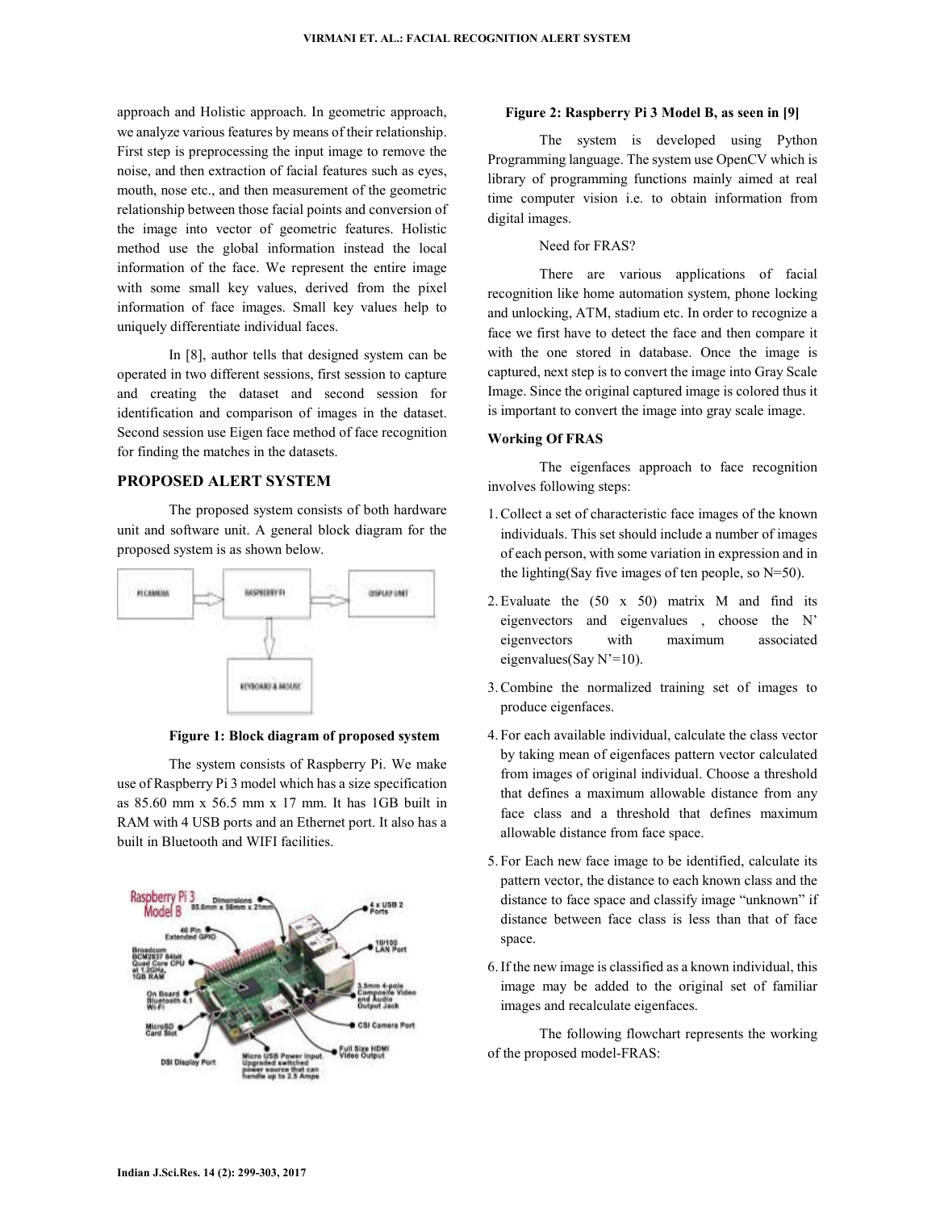approach and Holistic approach. In geometric approach, we analyze various features by means of their relationship. First step is preprocessing the input image to remove the noise, and then extraction of facial features such as eyes, mouth, nose etc., and then measurement of the geometric relationship between those facial points and conversion of the image into vector of geometric features. Holistic method use the global information instead the local information of the face. We represent the entire image with some small key values, derived from the pixel information of face images. Small key values help to uniquely differentiate individual faces.

In [8], author tells that designed system can be operated in two different sessions, first session to capture and creating the dataset and second session for identification and comparison of images in the dataset. Second session use Eigen face method of face recognition for finding the matches in the datasets.

## PROPOSED ALERT SYSTEM

The proposed system consists of both hardware unit and software unit. A general block diagram for the proposed system is as shown below.

**Figure 1: Block diagram of proposed system**

The system consists of Raspberry Pi. We make use of Raspberry Pi 3 model which has a size specification as 85.60 mm x 56.5 mm x 17 mm. It has 1GB built in RAM with 4 USB ports and an Ethernet port. It also has a built in Bluetooth and WIFI facilities.

**Figure 2: Raspberry Pi 3 Model B, as seen in [9]**

The system is developed using Python Programming language. The system use OpenCV which is library of programming functions mainly aimed at real time computer vision i.e. to obtain information from digital images.

Need for FRAS?

There are various applications of facial recognition like home automation system, phone locking and unlocking, ATM, stadium etc. In order to recognize a face we first have to detect the face and then compare it with the one stored in database. Once the image is captured, next step is to convert the image into Gray Scale Image. Since the original captured image is colored thus it is important to convert the image into gray scale image.

### Working Of FRAS

The eigenfaces approach to face recognition involves following steps:

1. Collect a set of characteristic face images of the known individuals. This set should include a number of images of each person, with some variation in expression and in the lighting(Say five images of ten people, so N=50).
2. Evaluate the (50 x 50) matrix M and find its eigenvectors and eigenvalues , choose the N' eigenvectors with maximum associated eigenvalues(Say N'=10).
3. Combine the normalized training set of images to produce eigenfaces.
4. For each available individual, calculate the class vector by taking mean of eigenfaces pattern vector calculated from images of original individual. Choose a threshold that defines a maximum allowable distance from any face class and a threshold that defines maximum allowable distance from face space.
5. For Each new face image to be identified, calculate its pattern vector, the distance to each known class and the distance to face space and classify image "unknown" if distance between face class is less than that of face space.
6. If the new image is classified as a known individual, this image may be added to the original set of familiar images and recalculate eigenfaces.

The following flowchart represents the working of the proposed model-FRAS: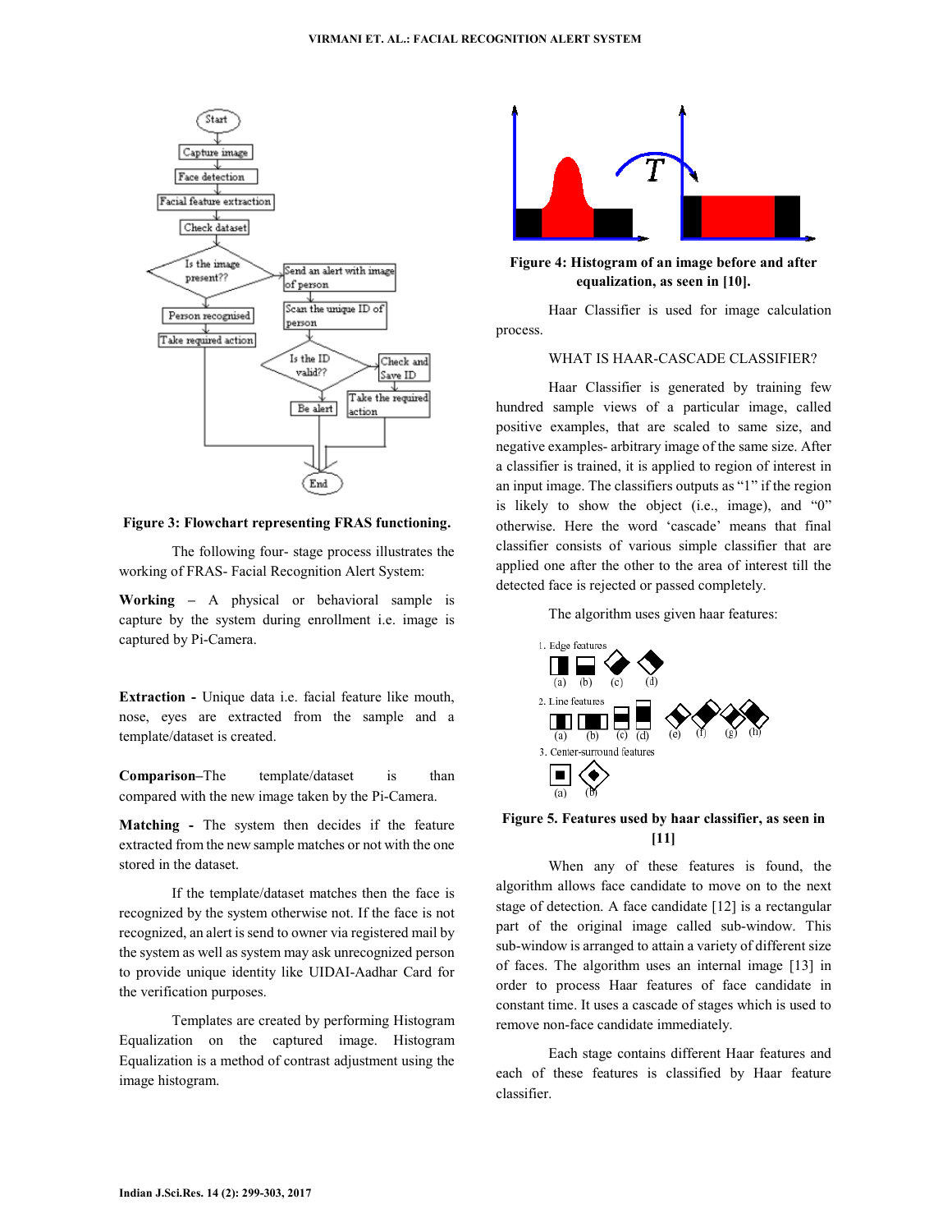Figure 3: Flowchart representing FRAS functioning.

The following four- stage process illustrates the working of FRAS- Facial Recognition Alert System:

**Working** – A physical or behavioral sample is capture by the system during enrollment i.e. image is captured by Pi-Camera.

**Extraction -** Unique data i.e. facial feature like mouth, nose, eyes are extracted from the sample and a template/dataset is created.

**Comparison**–The template/dataset is than compared with the new image taken by the Pi-Camera.

**Matching -** The system then decides if the feature extracted from the new sample matches or not with the one stored in the dataset.

If the template/dataset matches then the face is recognized by the system otherwise not. If the face is not recognized, an alert is send to owner via registered mail by the system as well as system may ask unrecognized person to provide unique identity like UIDAI-Aadhar Card for the verification purposes.

Templates are created by performing Histogram Equalization on the captured image. Histogram Equalization is a method of contrast adjustment using the image histogram.

**Figure 4: Histogram of an image before and after equalization, as seen in [10].**

Haar Classifier is used for image calculation process.

WHAT IS HAAR-CASCADE CLASSIFIER?

Haar Classifier is generated by training few hundred sample views of a particular image, called positive examples, that are scaled to same size, and negative examples- arbitrary image of the same size. After a classifier is trained, it is applied to region of interest in an input image. The classifiers outputs as "1" if the region is likely to show the object (i.e., image), and "0" otherwise. Here the word 'cascade' means that final classifier consists of various simple classifier that are applied one after the other to the area of interest till the detected face is rejected or passed completely.

The algorithm uses given haar features:

**Figure 5. Features used by haar classifier, as seen in [11]**

When any of these features is found, the algorithm allows face candidate to move on to the next stage of detection. A face candidate [12] is a rectangular part of the original image called sub-window. This sub-window is arranged to attain a variety of different size of faces. The algorithm uses an internal image [13] in order to process Haar features of face candidate in constant time. It uses a cascade of stages which is used to remove non-face candidate immediately.

Each stage contains different Haar features and each of these features is classified by Haar feature classifier.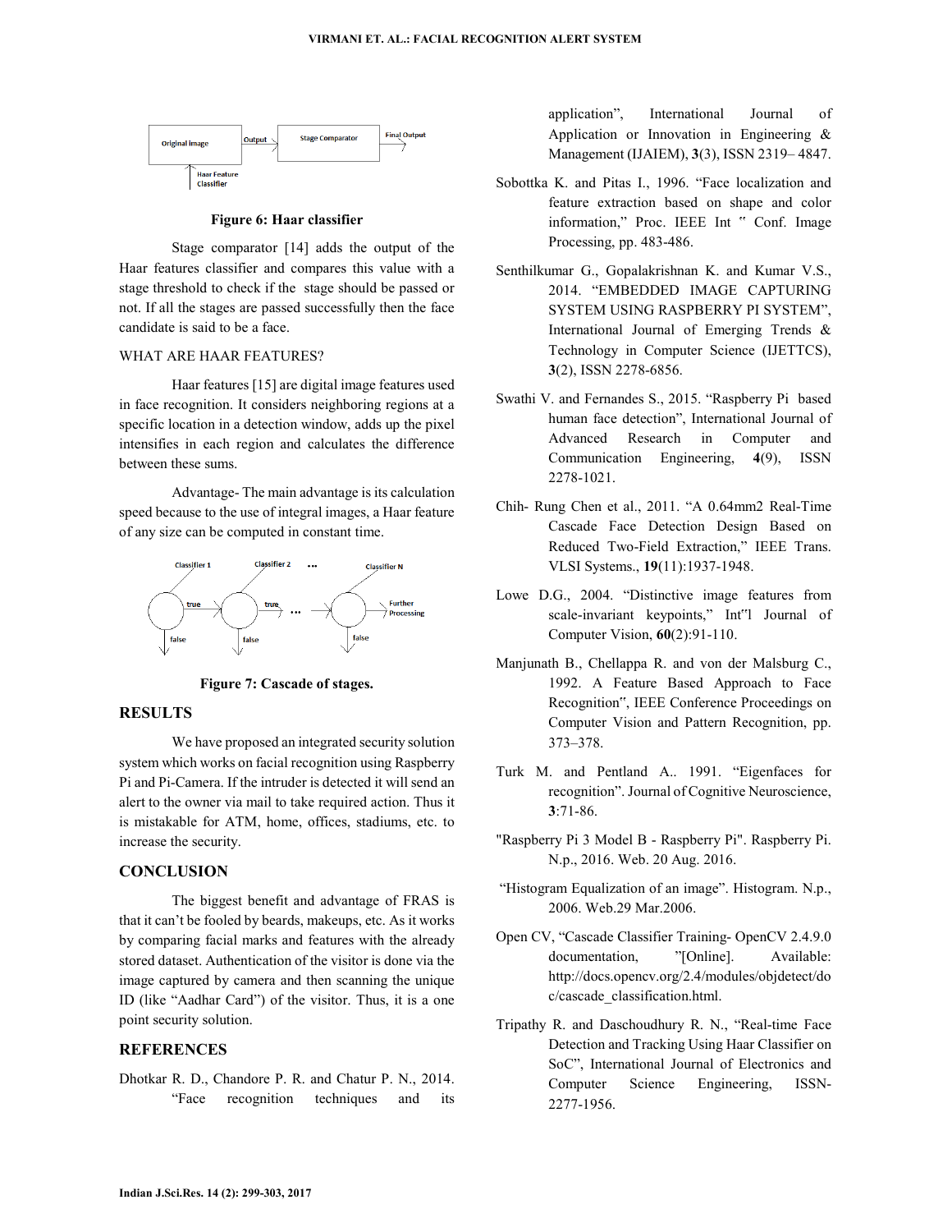Figure 6: Haar classifier

Stage comparator [14] adds the output of the Haar features classifier and compares this value with a stage threshold to check if the stage should be passed or not. If all the stages are passed successfully then the face candidate is said to be a face.

WHAT ARE HAAR FEATURES?

Haar features [15] are digital image features used in face recognition. It considers neighboring regions at a specific location in a detection window, adds up the pixel intensities in each region and calculates the difference between these sums.

Advantage- The main advantage is its calculation speed because to the use of integral images, a Haar feature of any size can be computed in constant time.

Figure 7: Cascade of stages.

## RESULTS

We have proposed an integrated security solution system which works on facial recognition using Raspberry Pi and Pi-Camera. If the intruder is detected it will send an alert to the owner via mail to take required action. Thus it is mistakable for ATM, home, offices, stadiums, etc. to increase the security.

## CONCLUSION

The biggest benefit and advantage of FRAS is that it can't be fooled by beards, makeups, etc. As it works by comparing facial marks and features with the already stored dataset. Authentication of the visitor is done via the image captured by camera and then scanning the unique ID (like "Aadhar Card") of the visitor. Thus, it is a one point security solution.

## REFERENCES

Dhotkar R. D., Chandore P. R. and Chatur P. N., 2014. "Face recognition techniques and its application", International Journal of Application or Innovation in Engineering & Management (IJAIEM), **3**(3), ISSN 2319– 4847.

Sobottka K. and Pitas I., 1996. "Face localization and feature extraction based on shape and color information," Proc. IEEE Int " Conf. Image Processing, pp. 483-486.

Senthilkumar G., Gopalakrishnan K. and Kumar V.S., 2014. "EMBEDDED IMAGE CAPTURING SYSTEM USING RASPBERRY PI SYSTEM", International Journal of Emerging Trends & Technology in Computer Science (IJETTCS), **3**(2), ISSN 2278-6856.

Swathi V. and Fernandes S., 2015. "Raspberry Pi based human face detection", International Journal of Advanced Research in Computer and Communication Engineering, **4**(9), ISSN 2278-1021.

Chih- Rung Chen et al., 2011. "A 0.64mm2 Real-Time Cascade Face Detection Design Based on Reduced Two-Field Extraction," IEEE Trans. VLSI Systems., **19**(11):1937-1948.

Lowe D.G., 2004. "Distinctive image features from scale-invariant keypoints," Int"l Journal of Computer Vision, **60**(2):91-110.

Manjunath B., Chellappa R. and von der Malsburg C., 1992. A Feature Based Approach to Face Recognition", IEEE Conference Proceedings on Computer Vision and Pattern Recognition, pp. 373–378.

Turk M. and Pentland A.. 1991. "Eigenfaces for recognition". Journal of Cognitive Neuroscience, **3**:71-86.

"Raspberry Pi 3 Model B - Raspberry Pi". Raspberry Pi. N.p., 2016. Web. 20 Aug. 2016.

"Histogram Equalization of an image". Histogram. N.p., 2006. Web.29 Mar.2006.

Open CV, "Cascade Classifier Training- OpenCV 2.4.9.0 documentation, "[Online]. Available: http://docs.opencv.org/2.4/modules/objdetect/doc/cascade_classification.html.

Tripathy R. and Daschoudhury R. N., "Real-time Face Detection and Tracking Using Haar Classifier on SoC", International Journal of Electronics and Computer Science Engineering, ISSN-2277-1956.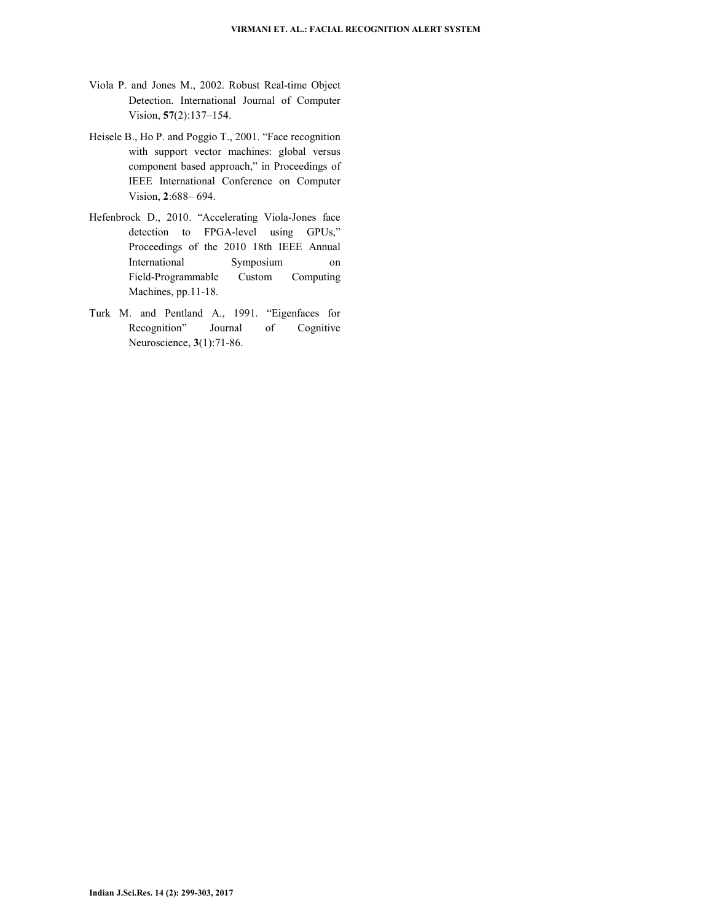Viola P. and Jones M., 2002. Robust Real-time Object Detection. International Journal of Computer Vision, **57**(2):137–154.

Heisele B., Ho P. and Poggio T., 2001. “Face recognition with support vector machines: global versus component based approach,” in Proceedings of IEEE International Conference on Computer Vision, **2**:688– 694.

Hefenbrock D., 2010. “Accelerating Viola-Jones face detection to FPGA-level using GPUs,” Proceedings of the 2010 18th IEEE Annual International Symposium on Field-Programmable Custom Computing Machines, pp.11-18.

Turk M. and Pentland A., 1991. “Eigenfaces for Recognition” Journal of Cognitive Neuroscience, **3**(1):71-86.